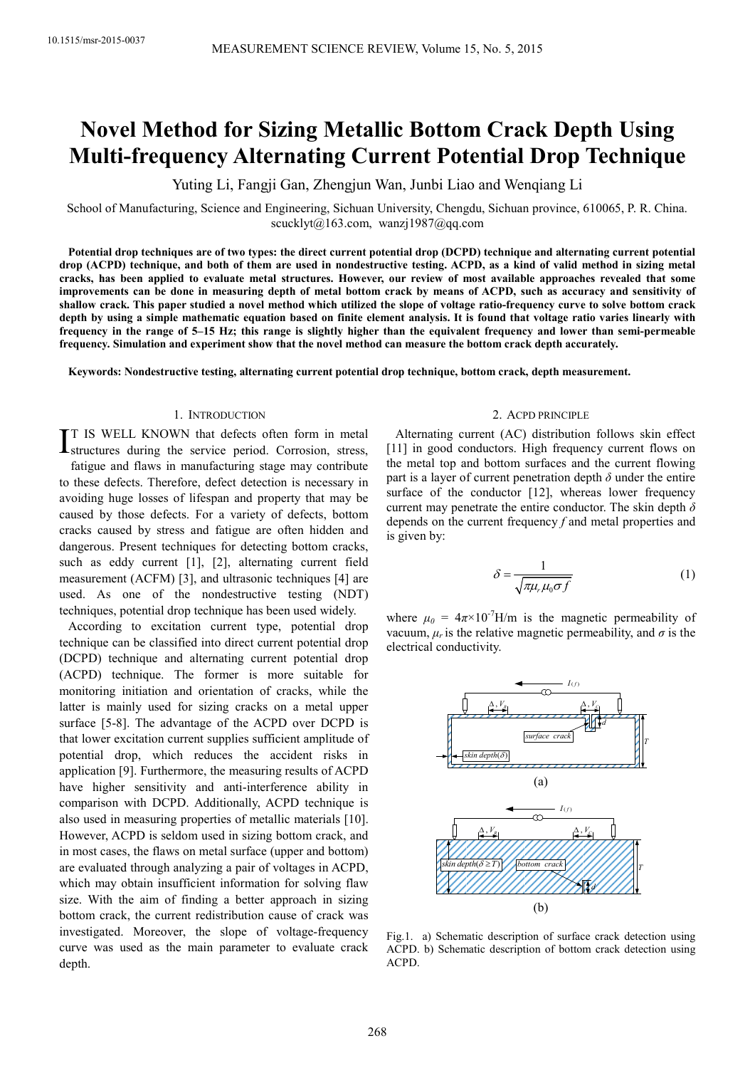# Novel Method for Sizing Metallic Bottom Crack Depth Using Multi-frequency Alternating Current Potential Drop Technique

Yuting Li, Fangji Gan, Zhengjun Wan, Junbi Liao and Wenqiang Li

School of Manufacturing, Science and Engineering, Sichuan University, Chengdu, Sichuan province, 610065, P. R. China. scucklyt@163.com, wanzj1987@qq.com

**Potential drop techniques are of two types: the direct current potential drop (DCPD) technique and alternating current potential drop (ACPD) technique, and both of them are used in nondestructive testing. ACPD, as a kind of valid method in sizing metal cracks, has been applied to evaluate metal structures. However, our review of most available approaches revealed that some improvements can be done in measuring depth of metal bottom crack by means of ACPD, such as accuracy and sensitivity of shallow crack. This paper studied a novel method which utilized the slope of voltage ratio-frequency curve to solve bottom crack depth by using a simple mathematic equation based on finite element analysis. It is found that voltage ratio varies linearly with frequency in the range of 5–15 Hz; this range is slightly higher than the equivalent frequency and lower than semi-permeable frequency. Simulation and experiment show that the novel method can measure the bottom crack depth accurately.**

**Keywords: Nondestructive testing, alternating current potential drop technique, bottom crack, depth measurement.**

## 1. Introduction

It is well known that defects often form in metal structures during the service period. Corrosion, stress, fatigue and flaws in manufacturing stage may contribute to these defects. Therefore, defect detection is necessary in avoiding huge losses of lifespan and property that may be caused by those defects. For a variety of defects, bottom cracks caused by stress and fatigue are often hidden and dangerous. Present techniques for detecting bottom cracks, such as eddy current [1], [2], alternating current field measurement (ACFM) [3], and ultrasonic techniques [4] are used. As one of the nondestructive testing (NDT) techniques, potential drop technique has been used widely.

According to excitation current type, potential drop technique can be classified into direct current potential drop (DCPD) technique and alternating current potential drop (ACPD) technique. The former is more suitable for monitoring initiation and orientation of cracks, while the latter is mainly used for sizing cracks on a metal upper surface [5-8]. The advantage of the ACPD over DCPD is that lower excitation current supplies sufficient amplitude of potential drop, which reduces the accident risks in application [9]. Furthermore, the measuring results of ACPD have higher sensitivity and anti-interference ability in comparison with DCPD. Additionally, ACPD technique is also used in measuring properties of metallic materials [10]. However, ACPD is seldom used in sizing bottom crack, and in most cases, the flaws on metal surface (upper and bottom) are evaluated through analyzing a pair of voltages in ACPD, which may obtain insufficient information for solving flaw size. With the aim of finding a better approach in sizing bottom crack, the current redistribution cause of crack was investigated. Moreover, the slope of voltage-frequency curve was used as the main parameter to evaluate crack depth.

## 2. ACPD principle

Alternating current (AC) distribution follows skin effect [11] in good conductors. High frequency current flows on the metal top and bottom surfaces and the current flowing part is a layer of current penetration depth $\delta$ under the entire surface of the conductor [12], whereas lower frequency current may penetrate the entire conductor. The skin depth $\delta$ depends on the current frequency $f$ and metal properties and is given by:

$$\delta = \frac{1}{\sqrt{\pi \mu_r \mu_0 \sigma f}} \tag{1}$$

where $\mu_0 = 4\pi\times10^{-7}$H/m is the magnetic permeability of vacuum, $\mu_r$ is the relative magnetic permeability, and $\sigma$ is the electrical conductivity.

Fig.1. a) Schematic description of surface crack detection using ACPD. b) Schematic description of bottom crack detection using ACPD.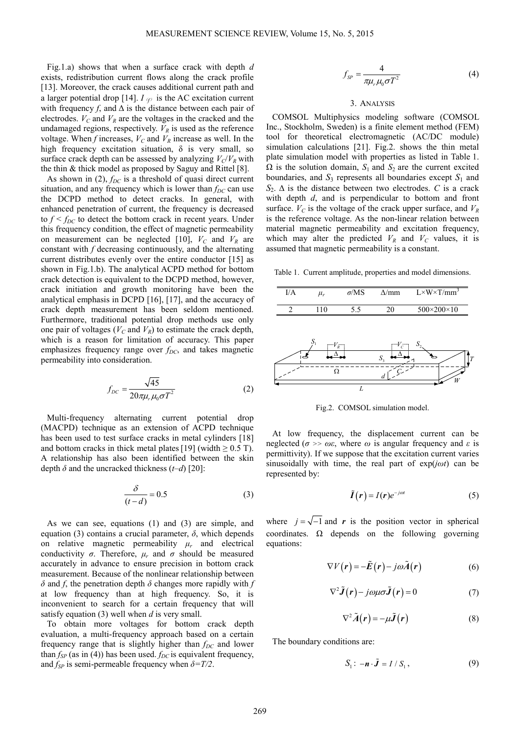Fig.1.a) shows that when a surface crack with depth $d$ exists, redistribution current flows along the crack profile [13]. Moreover, the crack causes additional current path and a larger potential drop [14]. $I_{(f)}$ is the AC excitation current with frequency $f$, and $\Delta$ is the distance between each pair of electrodes. $V_C$ and $V_R$ are the voltages in the cracked and the undamaged regions, respectively. $V_R$ is used as the reference voltage. When $f$ increases, $V_C$ and $V_R$ increase as well. In the high frequency excitation situation, δ is very small, so surface crack depth can be assessed by analyzing $V_C/V_R$ with the thin & thick model as proposed by Saguy and Rittel [8].

As shown in (2), $f_{DC}$ is a threshold of quasi direct current situation, and any frequency which is lower than $f_{DC}$ can use the DCPD method to detect cracks. In general, with enhanced penetration of current, the frequency is decreased to $f < f_{DC}$ to detect the bottom crack in recent years. Under this frequency condition, the effect of magnetic permeability on measurement can be neglected [10], $V_C$ and $V_R$ are constant with $f$ decreasing continuously, and the alternating current distributes evenly over the entire conductor [15] as shown in Fig.1.b). The analytical ACPD method for bottom crack detection is equivalent to the DCPD method, however, crack initiation and growth monitoring have been the analytical emphasis in DCPD [16], [17], and the accuracy of crack depth measurement has been seldom mentioned. Furthermore, traditional potential drop methods use only one pair of voltages ($V_C$ and $V_R$) to estimate the crack depth, which is a reason for limitation of accuracy. This paper emphasizes frequency range over $f_{DC}$, and takes magnetic permeability into consideration.

$$f_{DC} = \frac{\sqrt{45}}{20\pi\mu_r\mu_0\sigma T^2} \tag{2}$$

Multi-frequency alternating current potential drop (MACPD) technique as an extension of ACPD technique has been used to test surface cracks in metal cylinders [18] and bottom cracks in thick metal plates [19] (width ≥ 0.5 T). A relationship has also been identified between the skin depth $\delta$ and the uncracked thickness $(t–d)$ [20]:

$$\frac{\delta}{(t-d)} = 0.5 \tag{3}$$

As we can see, equations (1) and (3) are simple, and equation (3) contains a crucial parameter, $\delta$, which depends on relative magnetic permeability $\mu_r$ and electrical conductivity $\sigma$. Therefore, $\mu_r$ and $\sigma$ should be measured accurately in advance to ensure precision in bottom crack measurement. Because of the nonlinear relationship between $\delta$ and $f$, the penetration depth $\delta$ changes more rapidly with $f$ at low frequency than at high frequency. So, it is inconvenient to search for a certain frequency that will satisfy equation (3) well when $d$ is very small.

To obtain more voltages for bottom crack depth evaluation, a multi-frequency approach based on a certain frequency range that is slightly higher than $f_{DC}$ and lower than $f_{SP}$ (as in (4)) has been used. $f_{DC}$ is equivalent frequency, and $f_{SP}$ is semi-permeable frequency when $\delta=T/2$.

$$f_{SP} = \frac{4}{\pi\mu_r\mu_0\sigma T^2} \tag{4}$$

## 3. Analysis

COMSOL Multiphysics modeling software (COMSOL Inc., Stockholm, Sweden) is a finite element method (FEM) tool for theoretical electromagnetic (AC/DC module) simulation calculations [21]. Fig.2. shows the thin metal plate simulation model with properties as listed in Table 1. $\Omega$ is the solution domain, $S_1$ and $S_2$ are the current excited boundaries, and $S_3$ represents all boundaries except $S_1$ and $S_2$. $\Delta$ is the distance between two electrodes. $C$ is a crack with depth $d$, and is perpendicular to bottom and front surface. $V_C$ is the voltage of the crack upper surface, and $V_R$ is the reference voltage. As the non-linear relation between material magnetic permeability and excitation frequency, which may alter the predicted $V_R$ and $V_C$ values, it is assumed that magnetic permeability is a constant.

Table 1. Current amplitude, properties and model dimensions.

| I/A | $\mu_r$ | $\sigma$/MS | $\Delta$/mm | L×W×T/mm$^3$ |
|---|---|---|---|---|
| 2 | 110 | 5.5 | 20 | 500×200×10 |

Fig.2. COMSOL simulation model.

At low frequency, the displacement current can be neglected ($\sigma >> \omega\varepsilon$, where $\omega$ is angular frequency and $\varepsilon$ is permittivity). If we suppose that the excitation current varies sinusoidally with time, the real part of exp($j\omega t$) can be represented by:

$$\tilde{\boldsymbol{I}}(\boldsymbol{r}) = I(\boldsymbol{r})e^{-j\omega t} \tag{5}$$

where $j=\sqrt{-1}$ and $\boldsymbol{r}$ is the position vector in spherical coordinates. $\Omega$ depends on the following governing equations:

$$\nabla V(\boldsymbol{r}) = -\tilde{\boldsymbol{E}}(\boldsymbol{r}) - j\omega\tilde{\boldsymbol{A}}(\boldsymbol{r}) \tag{6}$$

$$\nabla^2\tilde{\boldsymbol{J}}(\boldsymbol{r}) - j\omega\mu\sigma\tilde{\boldsymbol{J}}(\boldsymbol{r}) = 0 \tag{7}$$

$$\nabla^2\tilde{\boldsymbol{A}}(\boldsymbol{r}) = -\mu\tilde{\boldsymbol{J}}(\boldsymbol{r}) \tag{8}$$

The boundary conditions are:

$$S_1: \ -\boldsymbol{n}\cdot\tilde{\boldsymbol{J}} = I/S_1, \tag{9}$$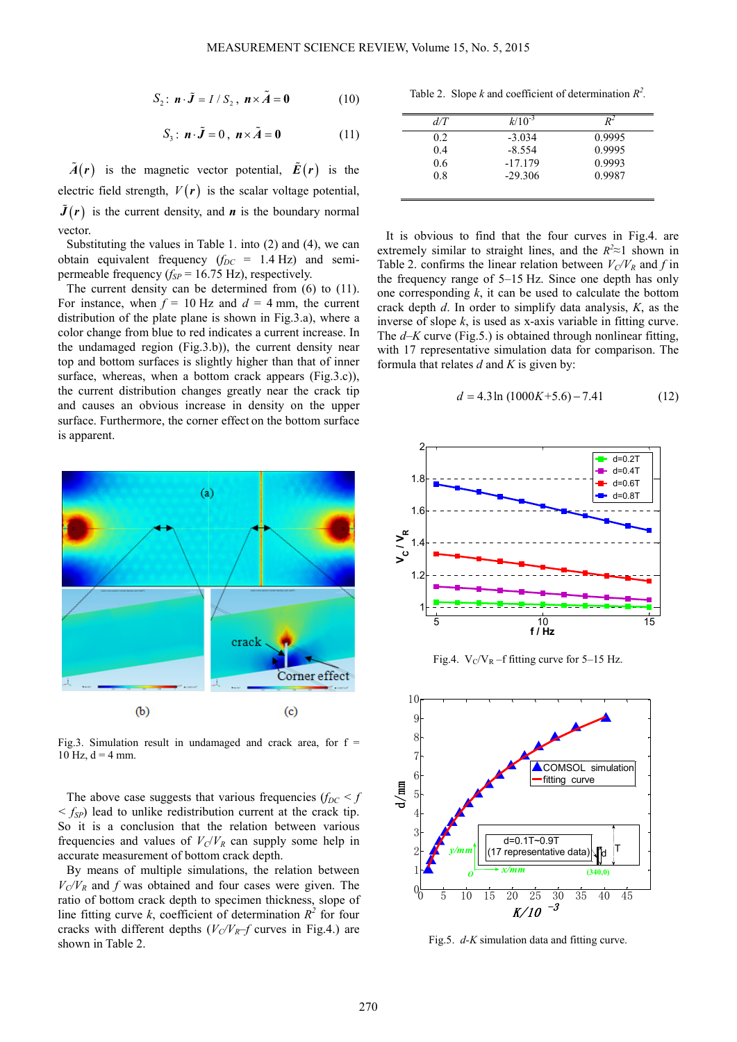$$S_2: \boldsymbol{n}\cdot\tilde{\boldsymbol{J}} = I/S_2,\ \boldsymbol{n}\times\tilde{\boldsymbol{A}} = \boldsymbol{0} \tag{10}$$

$$S_3: \boldsymbol{n}\cdot\tilde{\boldsymbol{J}} = 0,\ \boldsymbol{n}\times\tilde{\boldsymbol{A}} = \boldsymbol{0} \tag{11}$$

$\tilde{A}(\boldsymbol{r})$ is the magnetic vector potential, $\tilde{\boldsymbol{E}}(\boldsymbol{r})$ is the electric field strength, $V(\boldsymbol{r})$ is the scalar voltage potential, $\tilde{\boldsymbol{J}}(\boldsymbol{r})$ is the current density, and $\boldsymbol{n}$ is the boundary normal vector.

Substituting the values in Table 1. into (2) and (4), we can obtain equivalent frequency ($f_{DC}$ = 1.4 Hz) and semi-permeable frequency ($f_{SP}$ = 16.75 Hz), respectively.

The current density can be determined from (6) to (11). For instance, when $f$ = 10 Hz and $d$ = 4 mm, the current distribution of the plate plane is shown in Fig.3.a), where a color change from blue to red indicates a current increase. In the undamaged region (Fig.3.b)), the current density near top and bottom surfaces is slightly higher than that of inner surface, whereas, when a bottom crack appears (Fig.3.c)), the current distribution changes greatly near the crack tip and causes an obvious increase in density on the upper surface. Furthermore, the corner effect on the bottom surface is apparent.

Fig.3. Simulation result in undamaged and crack area, for f = 10 Hz, d = 4 mm.

The above case suggests that various frequencies ($f_{DC} < f < f_{SP}$) lead to unlike redistribution current at the crack tip. So it is a conclusion that the relation between various frequencies and values of $V_C/V_R$ can supply some help in accurate measurement of bottom crack depth.

By means of multiple simulations, the relation between $V_C/V_R$ and $f$ was obtained and four cases were given. The ratio of bottom crack depth to specimen thickness, slope of line fitting curve $k$, coefficient of determination $R^2$ for four cracks with different depths ($V_C/V_R$–$f$ curves in Fig.4.) are shown in Table 2.

Table 2. Slope $k$ and coefficient of determination $R^2$.

| $d/T$ | $k/10^{-3}$ | $R^2$ |
|---|---|---|
| 0.2 | -3.034 | 0.9995 |
| 0.4 | -8.554 | 0.9995 |
| 0.6 | -17.179 | 0.9993 |
| 0.8 | -29.306 | 0.9987 |

It is obvious to find that the four curves in Fig.4. are extremely similar to straight lines, and the $R^2 \approx 1$ shown in Table 2. confirms the linear relation between $V_C/V_R$ and $f$ in the frequency range of 5–15 Hz. Since one depth has only one corresponding $k$, it can be used to calculate the bottom crack depth $d$. In order to simplify data analysis, $K$, as the inverse of slope $k$, is used as x-axis variable in fitting curve. The $d$–$K$ curve (Fig.5.) is obtained through nonlinear fitting, with 17 representative simulation data for comparison. The formula that relates $d$ and $K$ is given by:

$$d = 4.3\ln(1000K + 5.6) - 7.41 \tag{12}$$

Fig.4. $V_C/V_R$ –f fitting curve for 5–15 Hz.

Fig.5. $d$-$K$ simulation data and fitting curve.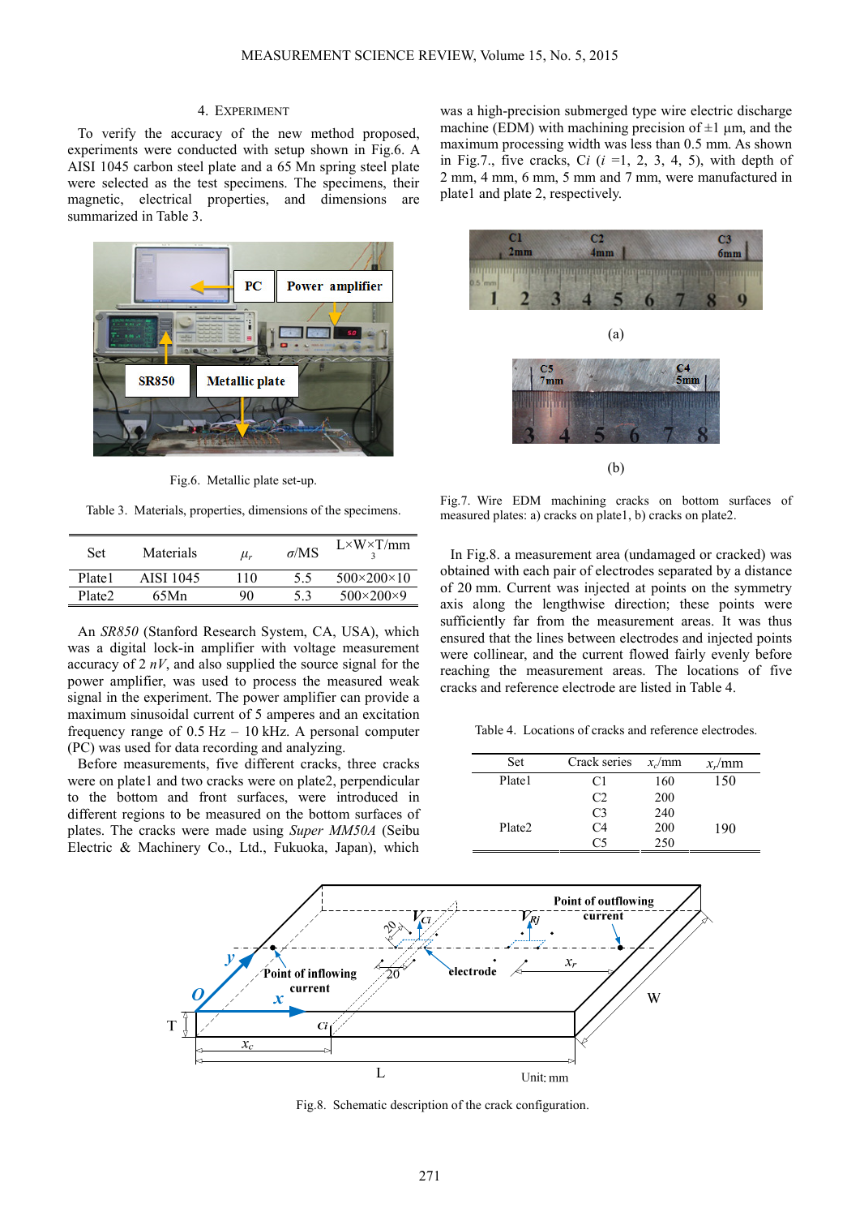## 4. EXPERIMENT

To verify the accuracy of the new method proposed, experiments were conducted with setup shown in Fig.6. A AISI 1045 carbon steel plate and a 65 Mn spring steel plate were selected as the test specimens. The specimens, their magnetic, electrical properties, and dimensions are summarized in Table 3.

Fig.6. Metallic plate set-up.

Table 3. Materials, properties, dimensions of the specimens.

| Set | Materials | $\mu_r$ | $\sigma$/MS | L×W×T/mm 3 |
|---|---|---|---|---|
| Plate1 | AISI 1045 | 110 | 5.5 | 500×200×10 |
| Plate2 | 65Mn | 90 | 5.3 | 500×200×9 |

An *SR850* (Stanford Research System, CA, USA), which was a digital lock-in amplifier with voltage measurement accuracy of 2 *nV*, and also supplied the source signal for the power amplifier, was used to process the measured weak signal in the experiment. The power amplifier can provide a maximum sinusoidal current of 5 amperes and an excitation frequency range of 0.5 Hz – 10 kHz. A personal computer (PC) was used for data recording and analyzing.

Before measurements, five different cracks, three cracks were on plate1 and two cracks were on plate2, perpendicular to the bottom and front surfaces, were introduced in different regions to be measured on the bottom surfaces of plates. The cracks were made using *Super MM50A* (Seibu Electric & Machinery Co., Ltd., Fukuoka, Japan), which was a high-precision submerged type wire electric discharge machine (EDM) with machining precision of ±1 μm, and the maximum processing width was less than 0.5 mm. As shown in Fig.7., five cracks, $Ci$ ($i$ =1, 2, 3, 4, 5), with depth of 2 mm, 4 mm, 6 mm, 5 mm and 7 mm, were manufactured in plate1 and plate 2, respectively.

(a)

(b)

Fig.7. Wire EDM machining cracks on bottom surfaces of measured plates: a) cracks on plate1, b) cracks on plate2.

In Fig.8. a measurement area (undamaged or cracked) was obtained with each pair of electrodes separated by a distance of 20 mm. Current was injected at points on the symmetry axis along the lengthwise direction; these points were sufficiently far from the measurement areas. It was thus ensured that the lines between electrodes and injected points were collinear, and the current flowed fairly evenly before reaching the measurement areas. The locations of five cracks and reference electrode are listed in Table 4.

Table 4. Locations of cracks and reference electrodes.

| Set | Crack series | $x_c$/mm | $x_r$/mm |
|---|---|---|---|
| Plate1 | C1 | 160 | 150 |
| | C2 | 200 | |
| | C3 | 240 | |
| Plate2 | C4 | 200 | 190 |
| | C5 | 250 | |

Fig.8. Schematic description of the crack configuration.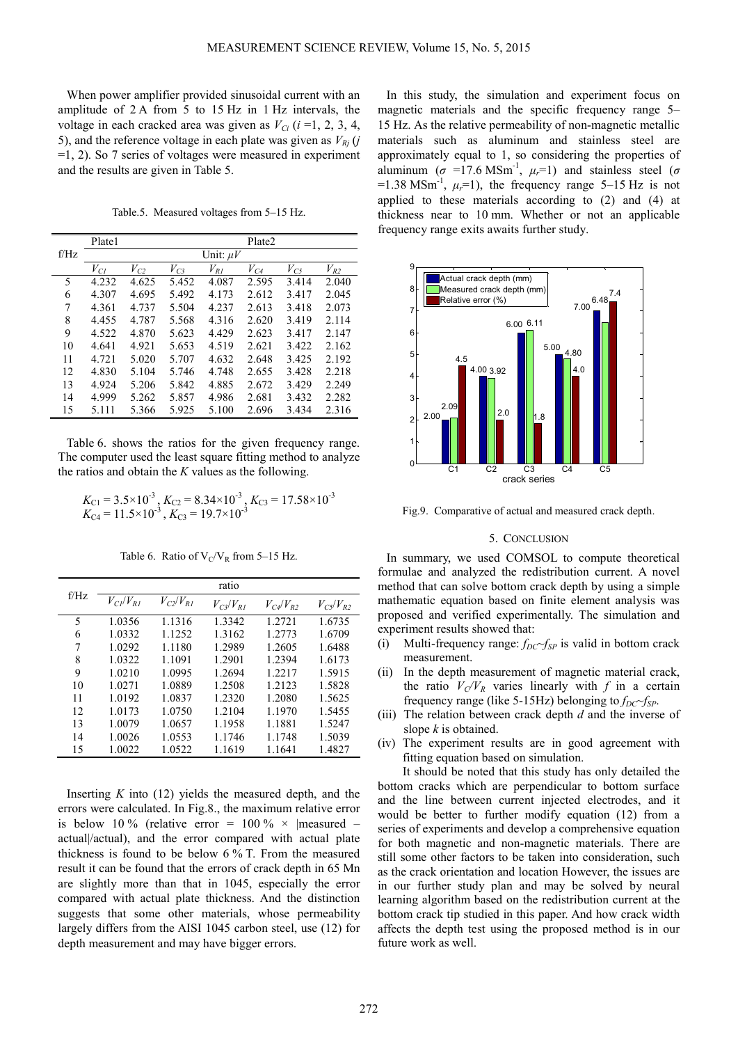When power amplifier provided sinusoidal current with an amplitude of 2 A from 5 to 15 Hz in 1 Hz intervals, the voltage in each cracked area was given as $V_{Ci}$ ($i$ =1, 2, 3, 4, 5), and the reference voltage in each plate was given as $V_{Rj}$ ($j$ =1, 2). So 7 series of voltages were measured in experiment and the results are given in Table 5.

Table.5. Measured voltages from 5–15 Hz.

| f/Hz | Plate1 | | | | Plate2 | | |
|---|---|---|---|---|---|---|---|
| | Unit: $\mu V$ | | | | | | |
| | $V_{C1}$ | $V_{C2}$ | $V_{C3}$ | $V_{R1}$ | $V_{C4}$ | $V_{C5}$ | $V_{R2}$ |
| 5 | 4.232 | 4.625 | 5.452 | 4.087 | 2.595 | 3.414 | 2.040 |
| 6 | 4.307 | 4.695 | 5.492 | 4.173 | 2.612 | 3.417 | 2.045 |
| 7 | 4.361 | 4.737 | 5.504 | 4.237 | 2.613 | 3.418 | 2.073 |
| 8 | 4.455 | 4.787 | 5.568 | 4.316 | 2.620 | 3.419 | 2.114 |
| 9 | 4.522 | 4.870 | 5.623 | 4.429 | 2.623 | 3.417 | 2.147 |
| 10 | 4.641 | 4.921 | 5.653 | 4.519 | 2.621 | 3.422 | 2.162 |
| 11 | 4.721 | 5.020 | 5.707 | 4.632 | 2.648 | 3.425 | 2.192 |
| 12 | 4.830 | 5.104 | 5.746 | 4.748 | 2.655 | 3.428 | 2.218 |
| 13 | 4.924 | 5.206 | 5.842 | 4.885 | 2.672 | 3.429 | 2.249 |
| 14 | 4.999 | 5.262 | 5.857 | 4.986 | 2.681 | 3.432 | 2.282 |
| 15 | 5.111 | 5.366 | 5.925 | 5.100 | 2.696 | 3.434 | 2.316 |

Table 6. shows the ratios for the given frequency range. The computer used the least square fitting method to analyze the ratios and obtain the $K$ values as the following.

$$K_{C1} = 3.5\times10^{-3},\ K_{C2} = 8.34\times10^{-3},\ K_{C3} = 17.58\times10^{-3}$$
$$K_{C4} = 11.5\times10^{-3},\ K_{C3} = 19.7\times10^{-3}$$

Table 6. Ratio of $V_C/V_R$ from 5–15 Hz.

| f/Hz | ratio | | | | |
|---|---|---|---|---|---|
| | $V_{C1}/V_{R1}$ | $V_{C2}/V_{R1}$ | $V_{C3}/V_{R1}$ | $V_{C4}/V_{R2}$ | $V_{C5}/V_{R2}$ |
| 5 | 1.0356 | 1.1316 | 1.3342 | 1.2721 | 1.6735 |
| 6 | 1.0332 | 1.1252 | 1.3162 | 1.2773 | 1.6709 |
| 7 | 1.0292 | 1.1180 | 1.2989 | 1.2605 | 1.6488 |
| 8 | 1.0322 | 1.1091 | 1.2901 | 1.2394 | 1.6173 |
| 9 | 1.0210 | 1.0995 | 1.2694 | 1.2217 | 1.5915 |
| 10 | 1.0271 | 1.0889 | 1.2508 | 1.2123 | 1.5828 |
| 11 | 1.0192 | 1.0837 | 1.2320 | 1.2080 | 1.5625 |
| 12 | 1.0173 | 1.0750 | 1.2104 | 1.1970 | 1.5455 |
| 13 | 1.0079 | 1.0657 | 1.1958 | 1.1881 | 1.5247 |
| 14 | 1.0026 | 1.0553 | 1.1746 | 1.1748 | 1.5039 |
| 15 | 1.0022 | 1.0522 | 1.1619 | 1.1641 | 1.4827 |

Inserting $K$ into (12) yields the measured depth, and the errors were calculated. In Fig.8., the maximum relative error is below 10 % (relative error = 100 % × |measured – actual|/actual), and the error compared with actual plate thickness is found to be below 6 % T. From the measured result it can be found that the errors of crack depth in 65 Mn are slightly more than that in 1045, especially the error compared with actual plate thickness. And the distinction suggests that some other materials, whose permeability largely differs from the AISI 1045 carbon steel, use (12) for depth measurement and may have bigger errors.

In this study, the simulation and experiment focus on magnetic materials and the specific frequency range 5–15 Hz. As the relative permeability of non-magnetic metallic materials such as aluminum and stainless steel are approximately equal to 1, so considering the properties of aluminum ($\sigma$ =17.6 MSm$^{-1}$, $\mu_r$=1) and stainless steel ($\sigma$ =1.38 MSm$^{-1}$, $\mu_r$=1), the frequency range 5–15 Hz is not applied to these materials according to (2) and (4) at thickness near to 10 mm. Whether or not an applicable frequency range exits awaits further study.

Fig.9. Comparative of actual and measured crack depth.

## 5. CONCLUSION

In summary, we used COMSOL to compute theoretical formulae and analyzed the redistribution current. A novel method that can solve bottom crack depth by using a simple mathematic equation based on finite element analysis was proposed and verified experimentally. The simulation and experiment results showed that:

(i) Multi-frequency range: $f_{DC}$~$f_{SP}$ is valid in bottom crack measurement.

(ii) In the depth measurement of magnetic material crack, the ratio $V_C/V_R$ varies linearly with $f$ in a certain frequency range (like 5-15Hz) belonging to $f_{DC}$~$f_{SP}$.

(iii) The relation between crack depth $d$ and the inverse of slope $k$ is obtained.

(iv) The experiment results are in good agreement with fitting equation based on simulation.

It should be noted that this study has only detailed the bottom cracks which are perpendicular to bottom surface and the line between current injected electrodes, and it would be better to further modify equation (12) from a series of experiments and develop a comprehensive equation for both magnetic and non-magnetic materials. There are still some other factors to be taken into consideration, such as the crack orientation and location However, the issues are in our further study plan and may be solved by neural learning algorithm based on the redistribution current at the bottom crack tip studied in this paper. And how crack width affects the depth test using the proposed method is in our future work as well.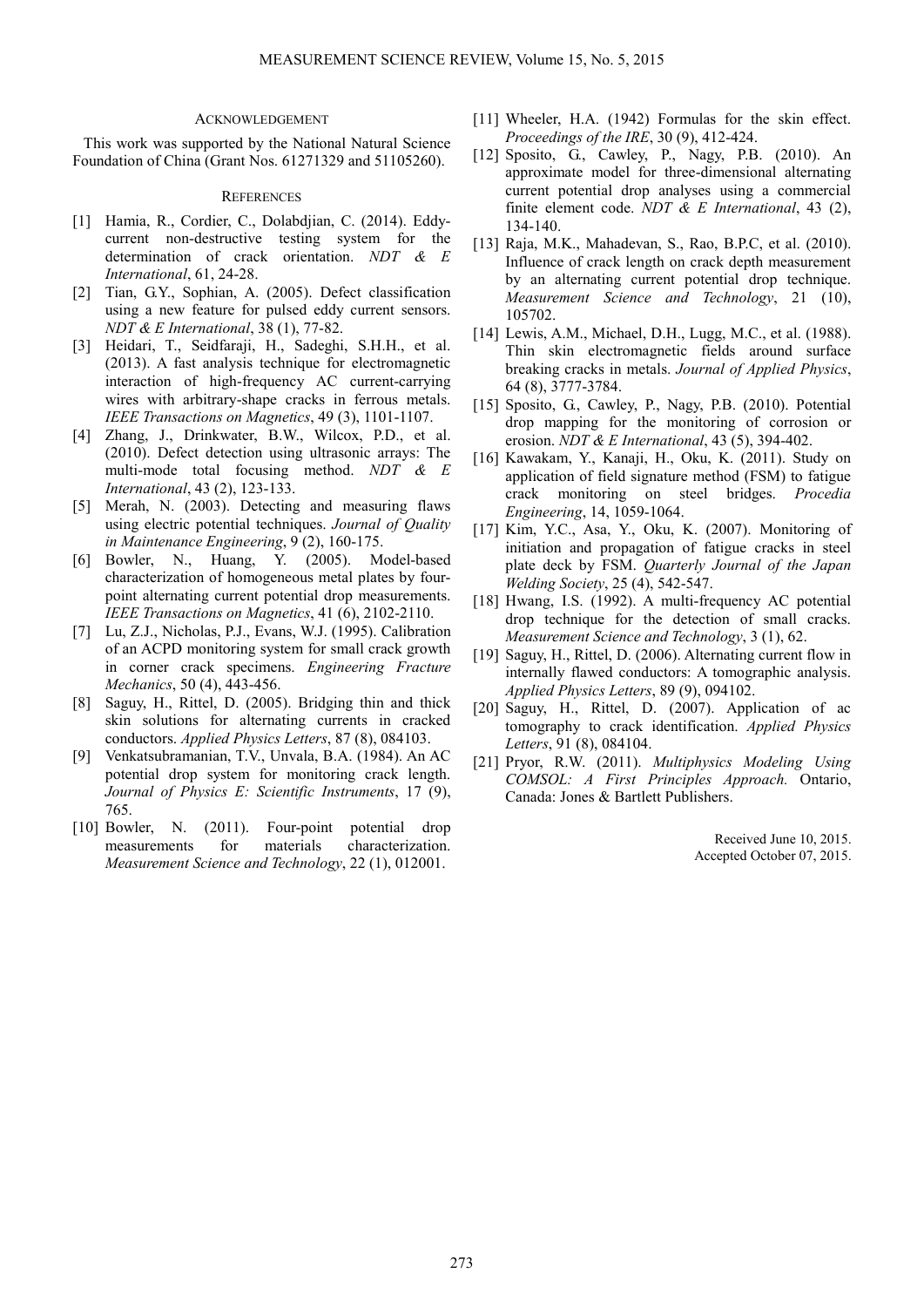## ACKNOWLEDGEMENT

This work was supported by the National Natural Science Foundation of China (Grant Nos. 61271329 and 51105260).

## REFERENCES

[1] Hamia, R., Cordier, C., Dolabdjian, C. (2014). Eddy-current non-destructive testing system for the determination of crack orientation. *NDT & E International*, 61, 24-28.

[2] Tian, G.Y., Sophian, A. (2005). Defect classification using a new feature for pulsed eddy current sensors. *NDT & E International*, 38 (1), 77-82.

[3] Heidari, T., Seidfaraji, H., Sadeghi, S.H.H., et al. (2013). A fast analysis technique for electromagnetic interaction of high-frequency AC current-carrying wires with arbitrary-shape cracks in ferrous metals. *IEEE Transactions on Magnetics*, 49 (3), 1101-1107.

[4] Zhang, J., Drinkwater, B.W., Wilcox, P.D., et al. (2010). Defect detection using ultrasonic arrays: The multi-mode total focusing method. *NDT & E International*, 43 (2), 123-133.

[5] Merah, N. (2003). Detecting and measuring flaws using electric potential techniques. *Journal of Quality in Maintenance Engineering*, 9 (2), 160-175.

[6] Bowler, N., Huang, Y. (2005). Model-based characterization of homogeneous metal plates by four-point alternating current potential drop measurements. *IEEE Transactions on Magnetics*, 41 (6), 2102-2110.

[7] Lu, Z.J., Nicholas, P.J., Evans, W.J. (1995). Calibration of an ACPD monitoring system for small crack growth in corner crack specimens. *Engineering Fracture Mechanics*, 50 (4), 443-456.

[8] Saguy, H., Rittel, D. (2005). Bridging thin and thick skin solutions for alternating currents in cracked conductors. *Applied Physics Letters*, 87 (8), 084103.

[9] Venkatsubramanian, T.V., Unvala, B.A. (1984). An AC potential drop system for monitoring crack length. *Journal of Physics E: Scientific Instruments*, 17 (9), 765.

[10] Bowler, N. (2011). Four-point potential drop measurements for materials characterization. *Measurement Science and Technology*, 22 (1), 012001.

[11] Wheeler, H.A. (1942) Formulas for the skin effect. *Proceedings of the IRE*, 30 (9), 412-424.

[12] Sposito, G., Cawley, P., Nagy, P.B. (2010). An approximate model for three-dimensional alternating current potential drop analyses using a commercial finite element code. *NDT & E International*, 43 (2), 134-140.

[13] Raja, M.K., Mahadevan, S., Rao, B.P.C, et al. (2010). Influence of crack length on crack depth measurement by an alternating current potential drop technique. *Measurement Science and Technology*, 21 (10), 105702.

[14] Lewis, A.M., Michael, D.H., Lugg, M.C., et al. (1988). Thin skin electromagnetic fields around surface breaking cracks in metals. *Journal of Applied Physics*, 64 (8), 3777-3784.

[15] Sposito, G., Cawley, P., Nagy, P.B. (2010). Potential drop mapping for the monitoring of corrosion or erosion. *NDT & E International*, 43 (5), 394-402.

[16] Kawakam, Y., Kanaji, H., Oku, K. (2011). Study on application of field signature method (FSM) to fatigue crack monitoring on steel bridges. *Procedia Engineering*, 14, 1059-1064.

[17] Kim, Y.C., Asa, Y., Oku, K. (2007). Monitoring of initiation and propagation of fatigue cracks in steel plate deck by FSM. *Quarterly Journal of the Japan Welding Society*, 25 (4), 542-547.

[18] Hwang, I.S. (1992). A multi-frequency AC potential drop technique for the detection of small cracks. *Measurement Science and Technology*, 3 (1), 62.

[19] Saguy, H., Rittel, D. (2006). Alternating current flow in internally flawed conductors: A tomographic analysis. *Applied Physics Letters*, 89 (9), 094102.

[20] Saguy, H., Rittel, D. (2007). Application of ac tomography to crack identification. *Applied Physics Letters*, 91 (8), 084104.

[21] Pryor, R.W. (2011). *Multiphysics Modeling Using COMSOL: A First Principles Approach.* Ontario, Canada: Jones & Bartlett Publishers.

Received June 10, 2015.
Accepted October 07, 2015.